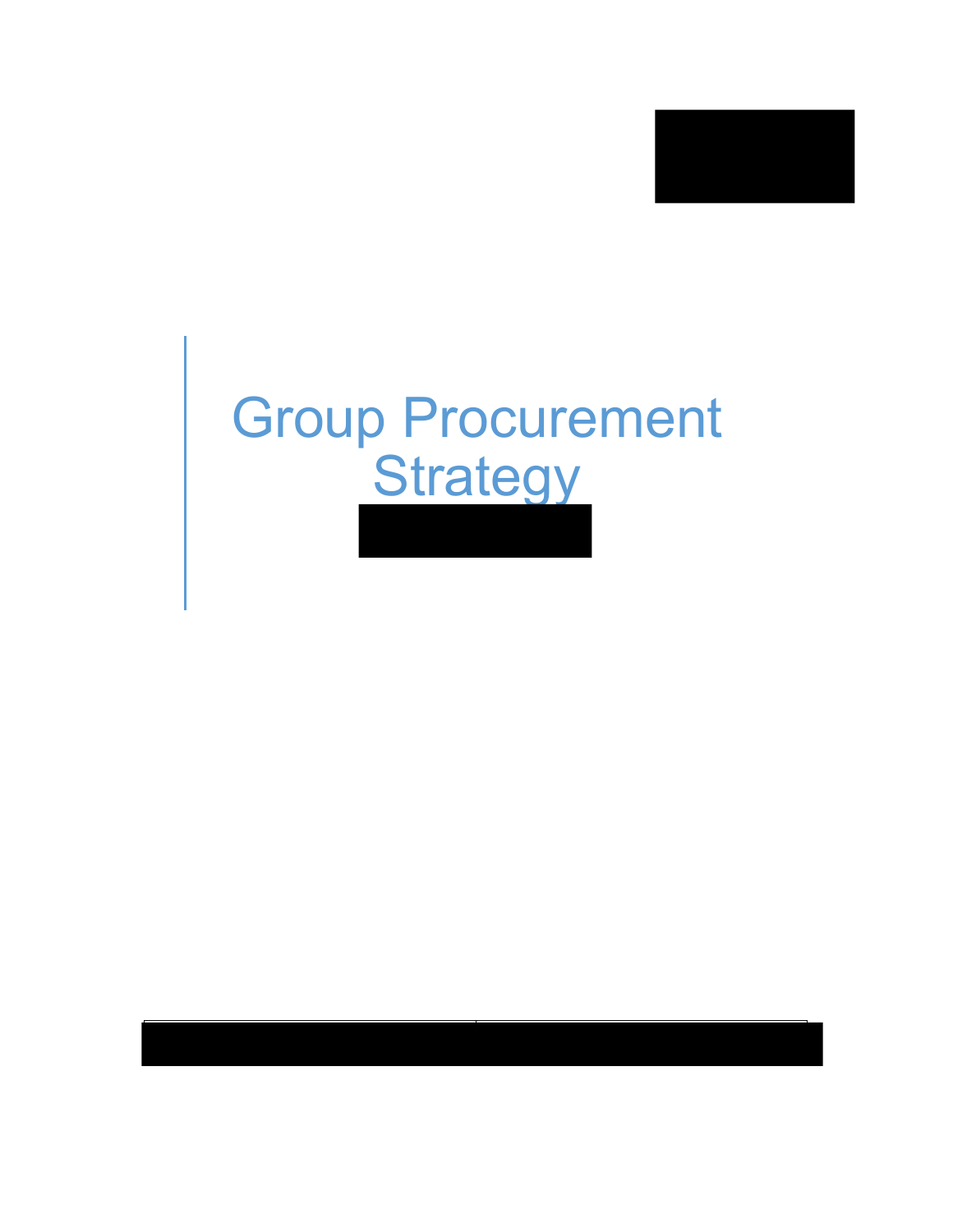# Group Procurement Strategy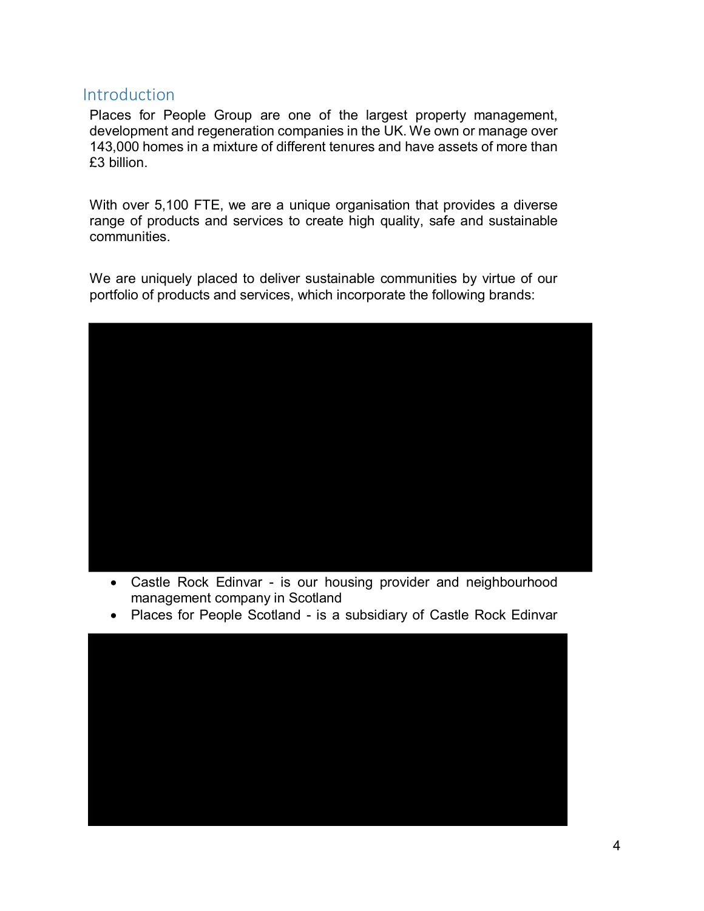## Introduction

Places for People Group are one of the largest property management, development and regeneration companies in the UK. We own or manage over 143,000 homes in a mixture of different tenures and have assets of more than £3 billion.

With over 5,100 FTE, we are a unique organisation that provides a diverse range of products and services to create high quality, safe and sustainable communities.

We are uniquely placed to deliver sustainable communities by virtue of our portfolio of products and services, which incorporate the following brands:

- Castle Rock Edinvar - is our housing provider and neighbourhood management company in Scotland
- Places for People Scotland - is a subsidiary of Castle Rock Edinvar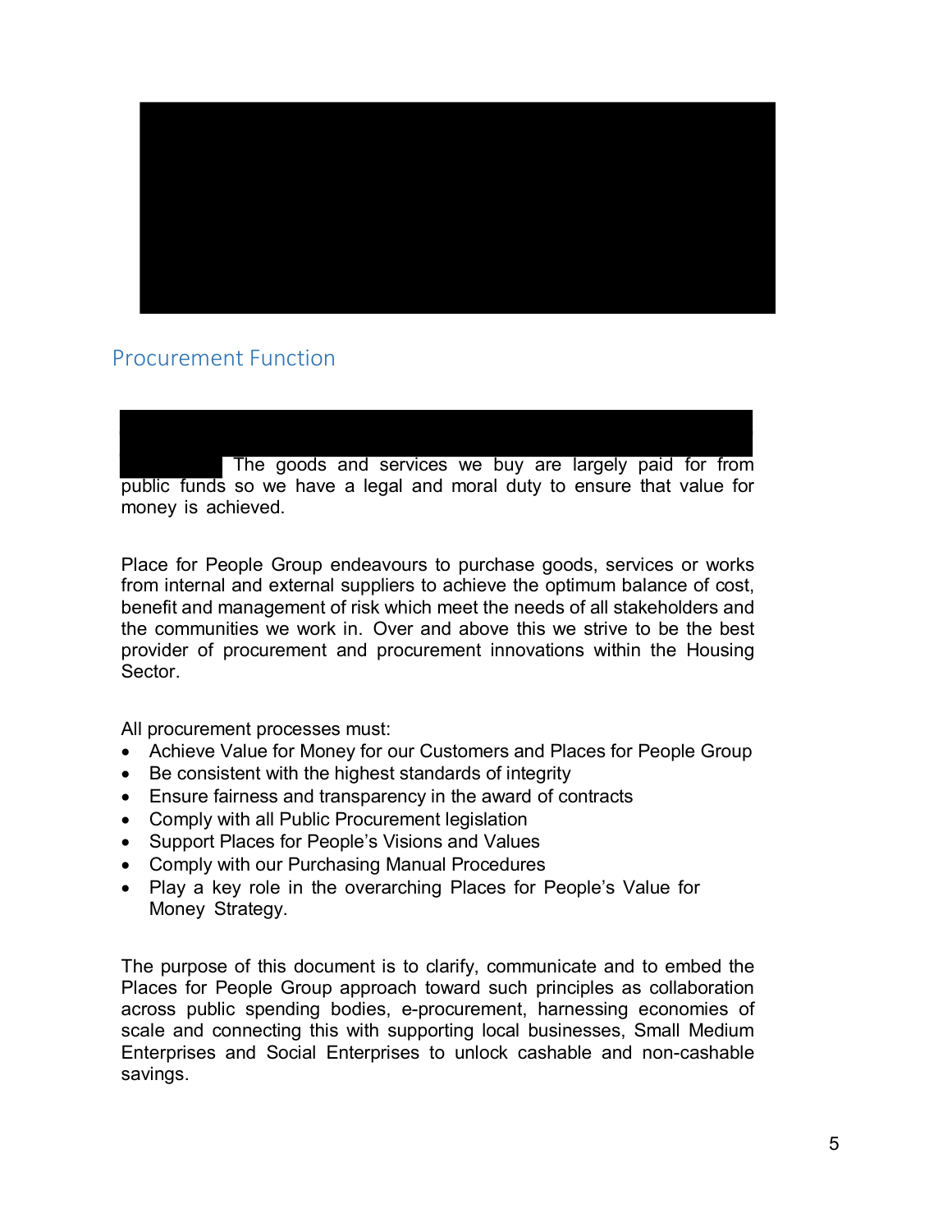## Procurement Function

The goods and services we buy are largely paid for from public funds so we have a legal and moral duty to ensure that value for money is achieved.

Place for People Group endeavours to purchase goods, services or works from internal and external suppliers to achieve the optimum balance of cost, benefit and management of risk which meet the needs of all stakeholders and the communities we work in. Over and above this we strive to be the best provider of procurement and procurement innovations within the Housing Sector.

All procurement processes must:

- Achieve Value for Money for our Customers and Places for People Group
- Be consistent with the highest standards of integrity
- Ensure fairness and transparency in the award of contracts
- Comply with all Public Procurement legislation
- Support Places for People's Visions and Values
- Comply with our Purchasing Manual Procedures
- Play a key role in the overarching Places for People's Value for Money Strategy.

The purpose of this document is to clarify, communicate and to embed the Places for People Group approach toward such principles as collaboration across public spending bodies, e-procurement, harnessing economies of scale and connecting this with supporting local businesses, Small Medium Enterprises and Social Enterprises to unlock cashable and non-cashable savings.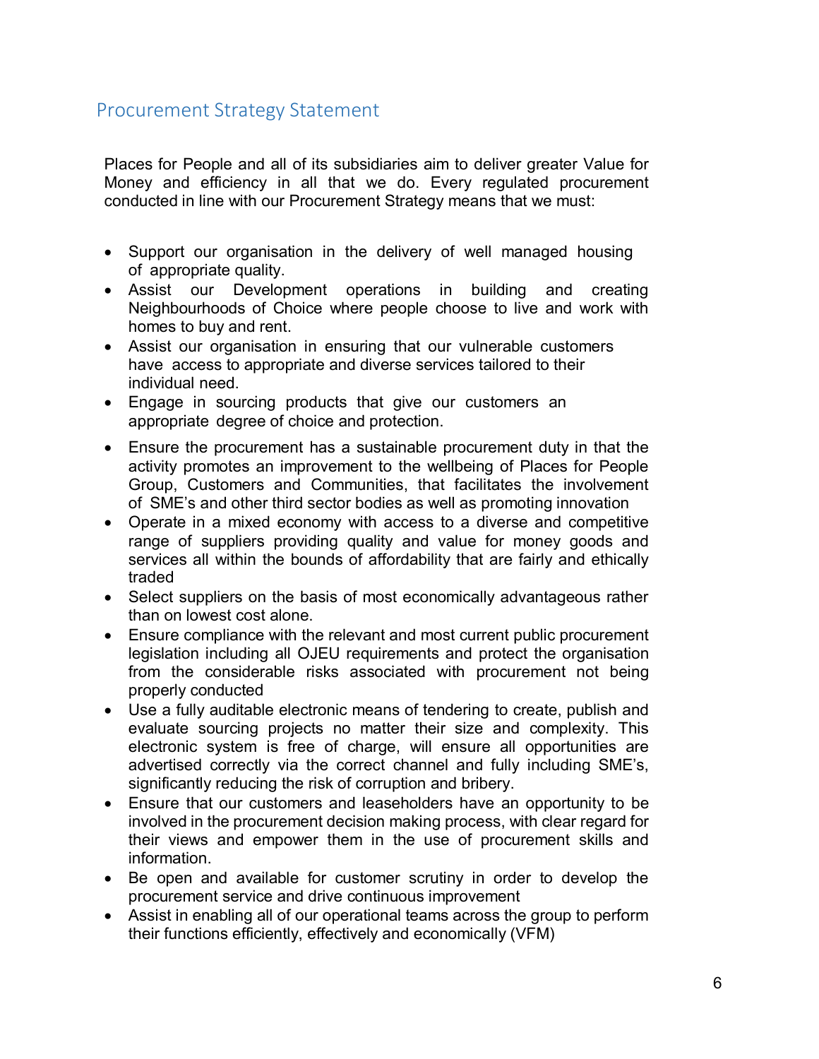## Procurement Strategy Statement

Places for People and all of its subsidiaries aim to deliver greater Value for Money and efficiency in all that we do. Every regulated procurement conducted in line with our Procurement Strategy means that we must:

- Support our organisation in the delivery of well managed housing of appropriate quality.
- Assist our Development operations in building and creating Neighbourhoods of Choice where people choose to live and work with homes to buy and rent.
- Assist our organisation in ensuring that our vulnerable customers have access to appropriate and diverse services tailored to their individual need.
- Engage in sourcing products that give our customers an appropriate degree of choice and protection.
- Ensure the procurement has a sustainable procurement duty in that the activity promotes an improvement to the wellbeing of Places for People Group, Customers and Communities, that facilitates the involvement of SME's and other third sector bodies as well as promoting innovation
- Operate in a mixed economy with access to a diverse and competitive range of suppliers providing quality and value for money goods and services all within the bounds of affordability that are fairly and ethically traded
- Select suppliers on the basis of most economically advantageous rather than on lowest cost alone.
- Ensure compliance with the relevant and most current public procurement legislation including all OJEU requirements and protect the organisation from the considerable risks associated with procurement not being properly conducted
- Use a fully auditable electronic means of tendering to create, publish and evaluate sourcing projects no matter their size and complexity. This electronic system is free of charge, will ensure all opportunities are advertised correctly via the correct channel and fully including SME's, significantly reducing the risk of corruption and bribery.
- Ensure that our customers and leaseholders have an opportunity to be involved in the procurement decision making process, with clear regard for their views and empower them in the use of procurement skills and information.
- Be open and available for customer scrutiny in order to develop the procurement service and drive continuous improvement
- Assist in enabling all of our operational teams across the group to perform their functions efficiently, effectively and economically (VFM)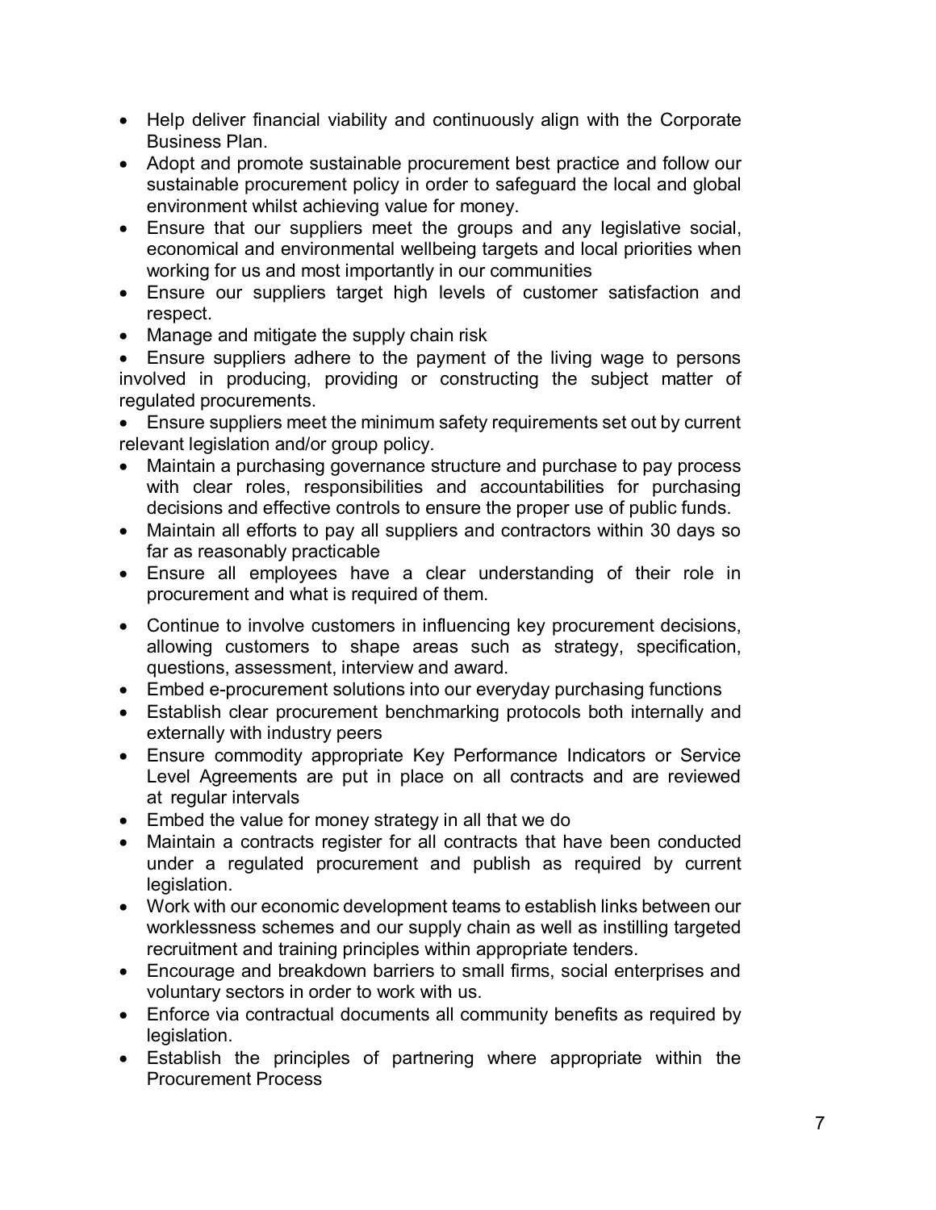- Help deliver financial viability and continuously align with the Corporate Business Plan.
- Adopt and promote sustainable procurement best practice and follow our sustainable procurement policy in order to safeguard the local and global environment whilst achieving value for money.
- Ensure that our suppliers meet the groups and any legislative social, economical and environmental wellbeing targets and local priorities when working for us and most importantly in our communities
- Ensure our suppliers target high levels of customer satisfaction and respect.
- Manage and mitigate the supply chain risk
- Ensure suppliers adhere to the payment of the living wage to persons involved in producing, providing or constructing the subject matter of regulated procurements.
- Ensure suppliers meet the minimum safety requirements set out by current relevant legislation and/or group policy.
- Maintain a purchasing governance structure and purchase to pay process with clear roles, responsibilities and accountabilities for purchasing decisions and effective controls to ensure the proper use of public funds.
- Maintain all efforts to pay all suppliers and contractors within 30 days so far as reasonably practicable
- Ensure all employees have a clear understanding of their role in procurement and what is required of them.
- Continue to involve customers in influencing key procurement decisions, allowing customers to shape areas such as strategy, specification, questions, assessment, interview and award.
- Embed e-procurement solutions into our everyday purchasing functions
- Establish clear procurement benchmarking protocols both internally and externally with industry peers
- Ensure commodity appropriate Key Performance Indicators or Service Level Agreements are put in place on all contracts and are reviewed at regular intervals
- Embed the value for money strategy in all that we do
- Maintain a contracts register for all contracts that have been conducted under a regulated procurement and publish as required by current legislation.
- Work with our economic development teams to establish links between our worklessness schemes and our supply chain as well as instilling targeted recruitment and training principles within appropriate tenders.
- Encourage and breakdown barriers to small firms, social enterprises and voluntary sectors in order to work with us.
- Enforce via contractual documents all community benefits as required by legislation.
- Establish the principles of partnering where appropriate within the Procurement Process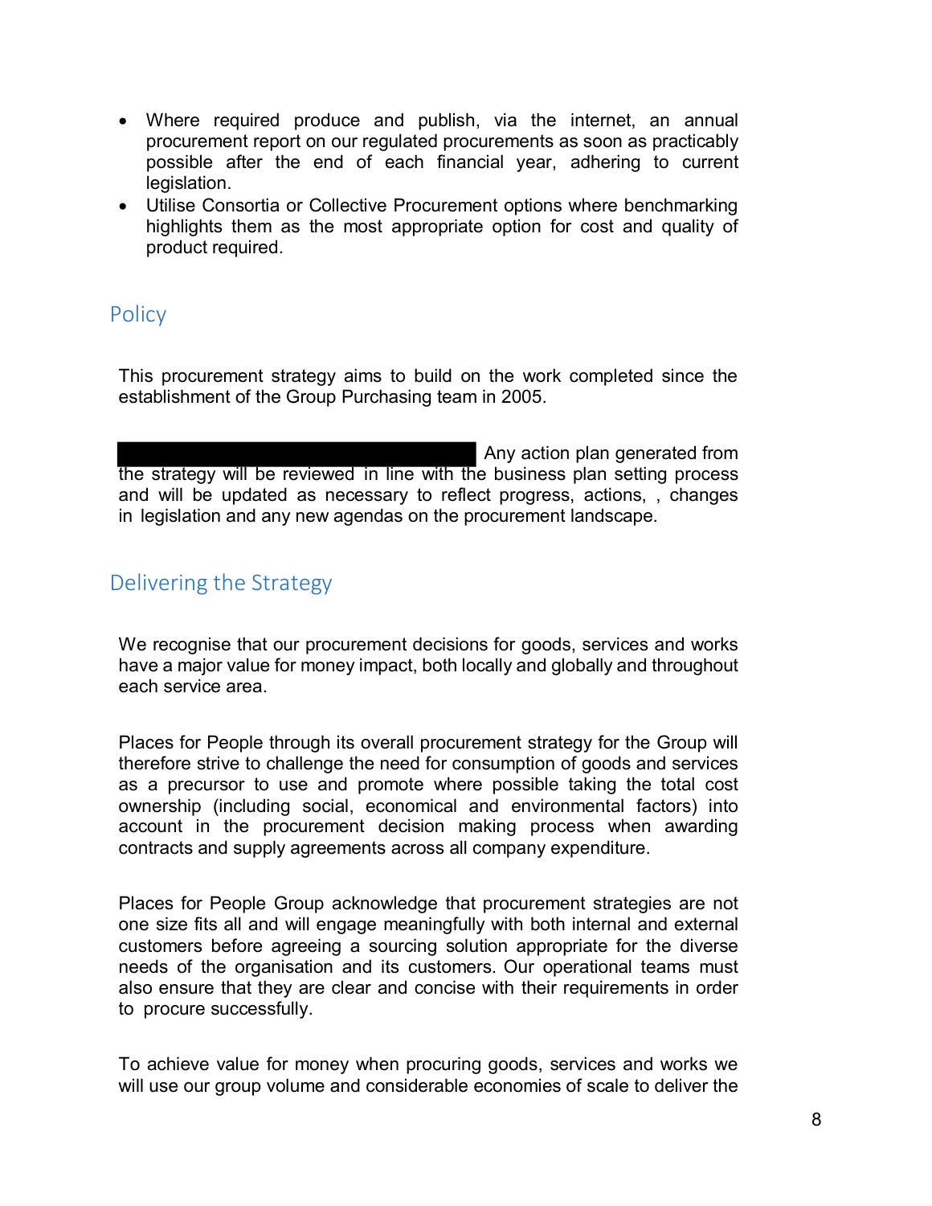- Where required produce and publish, via the internet, an annual procurement report on our regulated procurements as soon as practicably possible after the end of each financial year, adhering to current legislation.
- Utilise Consortia or Collective Procurement options where benchmarking highlights them as the most appropriate option for cost and quality of product required.

## Policy

This procurement strategy aims to build on the work completed since the establishment of the Group Purchasing team in 2005.

Any action plan generated from the strategy will be reviewed in line with the business plan setting process and will be updated as necessary to reflect progress, actions, , changes in legislation and any new agendas on the procurement landscape.

## Delivering the Strategy

We recognise that our procurement decisions for goods, services and works have a major value for money impact, both locally and globally and throughout each service area.

Places for People through its overall procurement strategy for the Group will therefore strive to challenge the need for consumption of goods and services as a precursor to use and promote where possible taking the total cost ownership (including social, economical and environmental factors) into account in the procurement decision making process when awarding contracts and supply agreements across all company expenditure.

Places for People Group acknowledge that procurement strategies are not one size fits all and will engage meaningfully with both internal and external customers before agreeing a sourcing solution appropriate for the diverse needs of the organisation and its customers. Our operational teams must also ensure that they are clear and concise with their requirements in order to procure successfully.

To achieve value for money when procuring goods, services and works we will use our group volume and considerable economies of scale to deliver the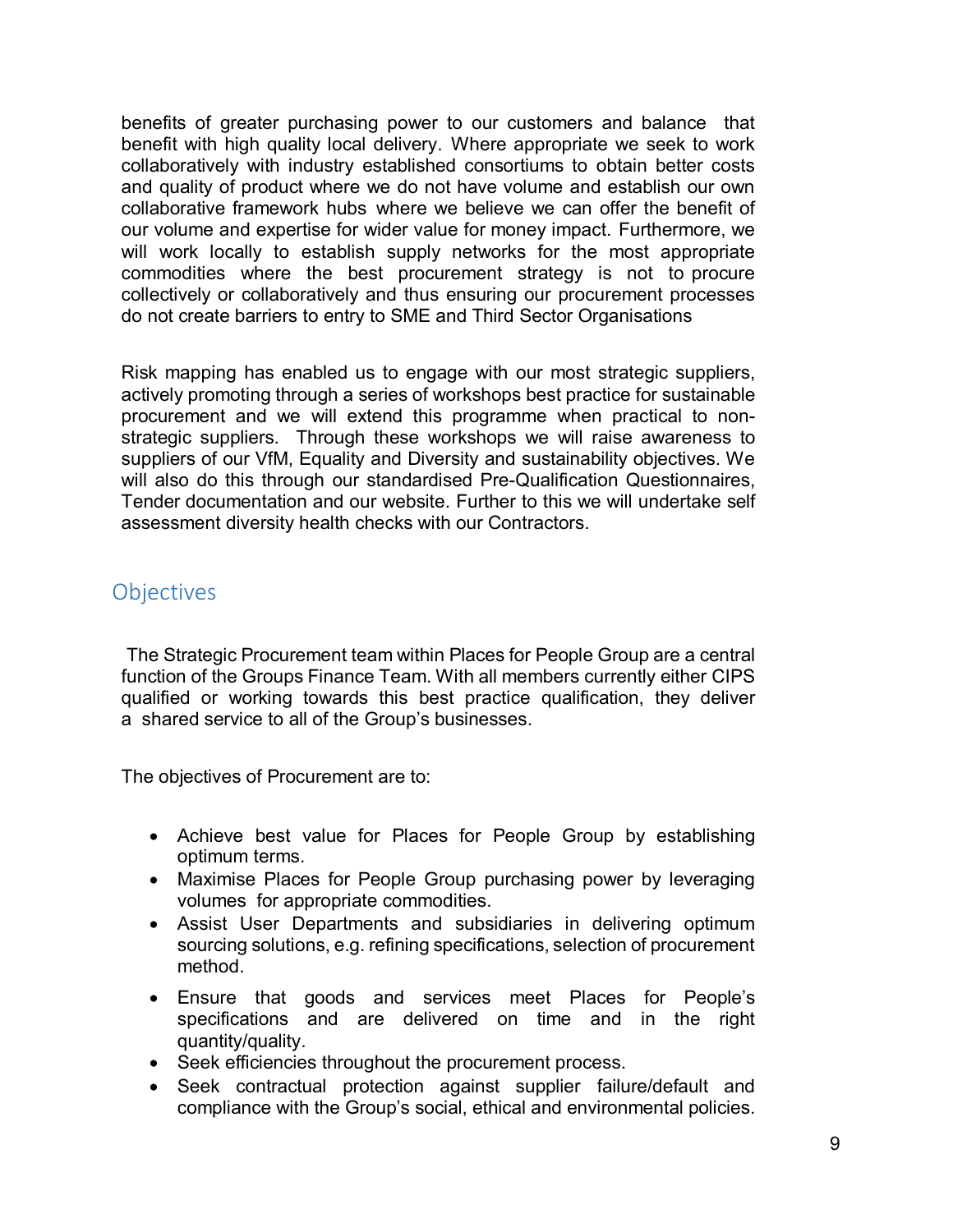benefits of greater purchasing power to our customers and balance that benefit with high quality local delivery. Where appropriate we seek to work collaboratively with industry established consortiums to obtain better costs and quality of product where we do not have volume and establish our own collaborative framework hubs where we believe we can offer the benefit of our volume and expertise for wider value for money impact. Furthermore, we will work locally to establish supply networks for the most appropriate commodities where the best procurement strategy is not to procure collectively or collaboratively and thus ensuring our procurement processes do not create barriers to entry to SME and Third Sector Organisations

Risk mapping has enabled us to engage with our most strategic suppliers, actively promoting through a series of workshops best practice for sustainable procurement and we will extend this programme when practical to non-strategic suppliers. Through these workshops we will raise awareness to suppliers of our VfM, Equality and Diversity and sustainability objectives. We will also do this through our standardised Pre-Qualification Questionnaires, Tender documentation and our website. Further to this we will undertake self assessment diversity health checks with our Contractors.

## Objectives

The Strategic Procurement team within Places for People Group are a central function of the Groups Finance Team. With all members currently either CIPS qualified or working towards this best practice qualification, they deliver a shared service to all of the Group's businesses.

The objectives of Procurement are to:

- Achieve best value for Places for People Group by establishing optimum terms.
- Maximise Places for People Group purchasing power by leveraging volumes for appropriate commodities.
- Assist User Departments and subsidiaries in delivering optimum sourcing solutions, e.g. refining specifications, selection of procurement method.
- Ensure that goods and services meet Places for People's specifications and are delivered on time and in the right quantity/quality.
- Seek efficiencies throughout the procurement process.
- Seek contractual protection against supplier failure/default and compliance with the Group's social, ethical and environmental policies.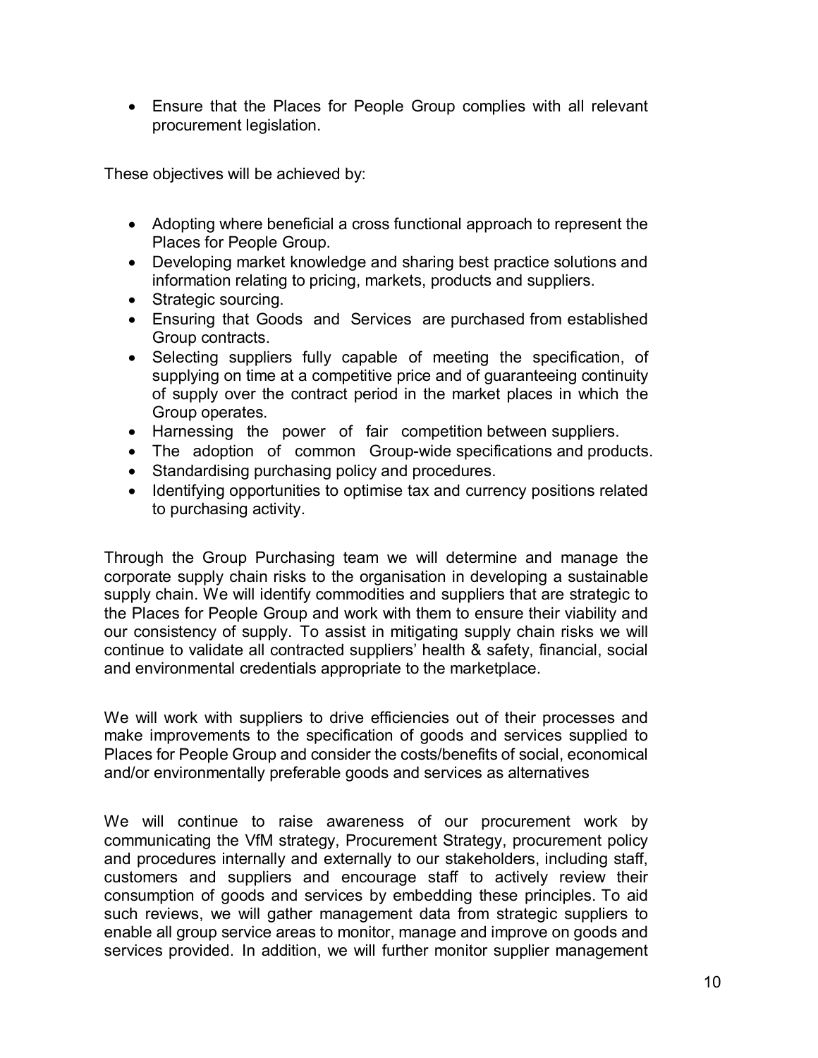- Ensure that the Places for People Group complies with all relevant procurement legislation.

These objectives will be achieved by:

- Adopting where beneficial a cross functional approach to represent the Places for People Group.
- Developing market knowledge and sharing best practice solutions and information relating to pricing, markets, products and suppliers.
- Strategic sourcing.
- Ensuring that Goods and Services are purchased from established Group contracts.
- Selecting suppliers fully capable of meeting the specification, of supplying on time at a competitive price and of guaranteeing continuity of supply over the contract period in the market places in which the Group operates.
- Harnessing the power of fair competition between suppliers.
- The adoption of common Group-wide specifications and products.
- Standardising purchasing policy and procedures.
- Identifying opportunities to optimise tax and currency positions related to purchasing activity.

Through the Group Purchasing team we will determine and manage the corporate supply chain risks to the organisation in developing a sustainable supply chain. We will identify commodities and suppliers that are strategic to the Places for People Group and work with them to ensure their viability and our consistency of supply. To assist in mitigating supply chain risks we will continue to validate all contracted suppliers' health & safety, financial, social and environmental credentials appropriate to the marketplace.

We will work with suppliers to drive efficiencies out of their processes and make improvements to the specification of goods and services supplied to Places for People Group and consider the costs/benefits of social, economical and/or environmentally preferable goods and services as alternatives

We will continue to raise awareness of our procurement work by communicating the VfM strategy, Procurement Strategy, procurement policy and procedures internally and externally to our stakeholders, including staff, customers and suppliers and encourage staff to actively review their consumption of goods and services by embedding these principles. To aid such reviews, we will gather management data from strategic suppliers to enable all group service areas to monitor, manage and improve on goods and services provided. In addition, we will further monitor supplier management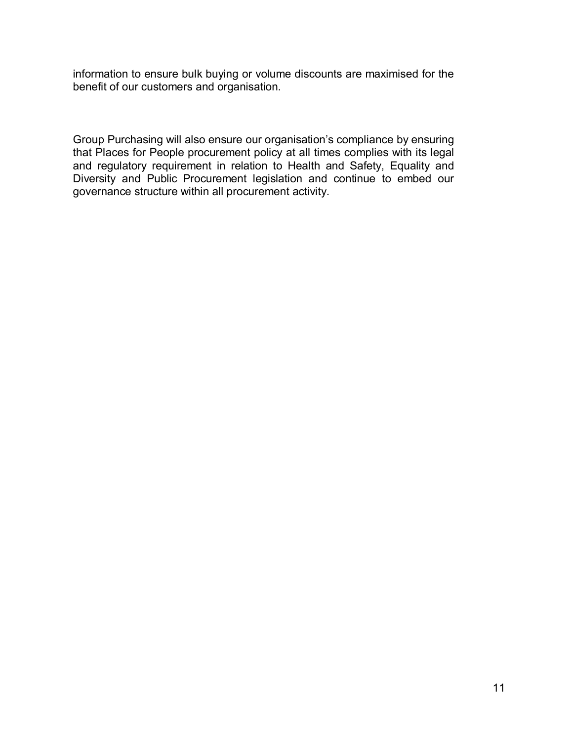information to ensure bulk buying or volume discounts are maximised for the benefit of our customers and organisation.

Group Purchasing will also ensure our organisation's compliance by ensuring that Places for People procurement policy at all times complies with its legal and regulatory requirement in relation to Health and Safety, Equality and Diversity and Public Procurement legislation and continue to embed our governance structure within all procurement activity.